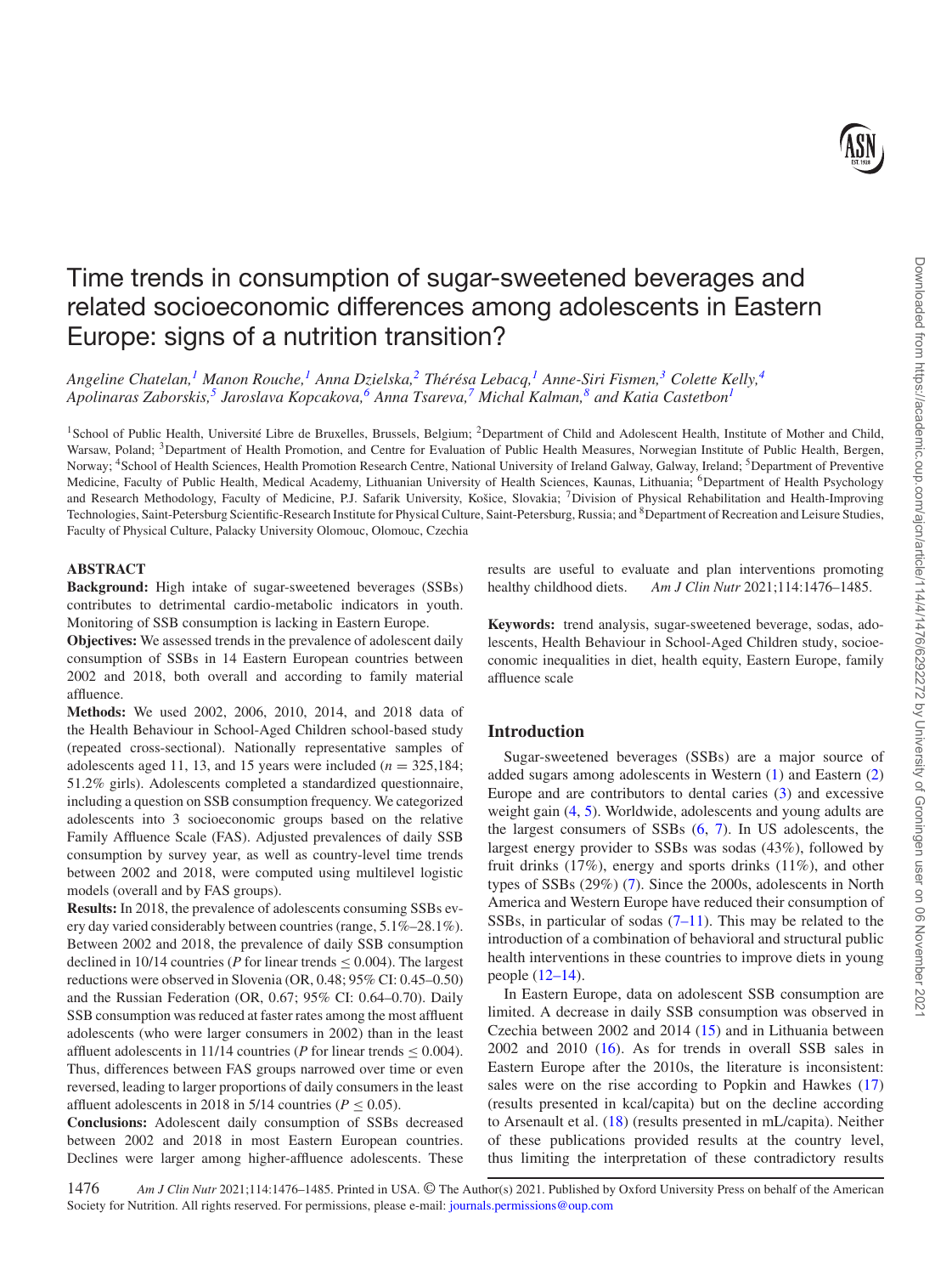# Time trends in consumption of sugar-sweetened beverages and related socioeconomic differences among adolescents in Eastern Europe: signs of a nutrition transition?

*Angeline Chatelan,[1] Manon Rouche,[1] Anna Dzielska,[2] Thérésa Lebacq,[1] Anne-Siri Fismen,[3] Colette Kelly,[4] Apolinaras Zaborskis,[5] Jaroslava Kopcakova,[6] Anna Tsareva,[7] Michal Kalman,[8] and Katia Castetbon[1]*

[1]School of Public Health, Université Libre de Bruxelles, Brussels, Belgium; [2]Department of Child and Adolescent Health, Institute of Mother and Child, Warsaw, Poland; [3]Department of Health Promotion, and Centre for Evaluation of Public Health Measures, Norwegian Institute of Public Health, Bergen, Norway; [4]School of Health Sciences, Health Promotion Research Centre, National University of Ireland Galway, Galway, Ireland; [5]Department of Preventive Medicine, Faculty of Public Health, Medical Academy, Lithuanian University of Health Sciences, Kaunas, Lithuania; [6]Department of Health Psychology and Research Methodology, Faculty of Medicine, P.J. Safarik University, Košice, Slovakia; [7]Division of Physical Rehabilitation and Health-Improving Technologies, Saint-Petersburg Scientific-Research Institute for Physical Culture, Saint-Petersburg, Russia; and [8]Department of Recreation and Leisure Studies, Faculty of Physical Culture, Palacky University Olomouc, Olomouc, Czechia

## ABSTRACT

**Background:** High intake of sugar-sweetened beverages (SSBs) contributes to detrimental cardio-metabolic indicators in youth. Monitoring of SSB consumption is lacking in Eastern Europe.

**Objectives:** We assessed trends in the prevalence of adolescent daily consumption of SSBs in 14 Eastern European countries between 2002 and 2018, both overall and according to family material affluence.

**Methods:** We used 2002, 2006, 2010, 2014, and 2018 data of the Health Behaviour in School-Aged Children school-based study (repeated cross-sectional). Nationally representative samples of adolescents aged 11, 13, and 15 years were included ($n = 325,184$; 51.2% girls). Adolescents completed a standardized questionnaire, including a question on SSB consumption frequency. We categorized adolescents into 3 socioeconomic groups based on the relative Family Affluence Scale (FAS). Adjusted prevalences of daily SSB consumption by survey year, as well as country-level time trends between 2002 and 2018, were computed using multilevel logistic models (overall and by FAS groups).

**Results:** In 2018, the prevalence of adolescents consuming SSBs every day varied considerably between countries (range, 5.1%–28.1%). Between 2002 and 2018, the prevalence of daily SSB consumption declined in 10/14 countries ($P$ for linear trends $\leq 0.004$). The largest reductions were observed in Slovenia (OR, 0.48; 95% CI: 0.45–0.50) and the Russian Federation (OR, 0.67; 95% CI: 0.64–0.70). Daily SSB consumption was reduced at faster rates among the most affluent adolescents (who were larger consumers in 2002) than in the least affluent adolescents in 11/14 countries ($P$ for linear trends $\leq 0.004$). Thus, differences between FAS groups narrowed over time or even reversed, leading to larger proportions of daily consumers in the least affluent adolescents in 2018 in 5/14 countries ($P \leq 0.05$).

**Conclusions:** Adolescent daily consumption of SSBs decreased between 2002 and 2018 in most Eastern European countries. Declines were larger among higher-affluence adolescents. These results are useful to evaluate and plan interventions promoting healthy childhood diets. *Am J Clin Nutr* 2021;114:1476–1485.

**Keywords:** trend analysis, sugar-sweetened beverage, sodas, adolescents, Health Behaviour in School-Aged Children study, socioeconomic inequalities in diet, health equity, Eastern Europe, family affluence scale

## Introduction

Sugar-sweetened beverages (SSBs) are a major source of added sugars among adolescents in Western (1) and Eastern (2) Europe and are contributors to dental caries (3) and excessive weight gain (4, 5). Worldwide, adolescents and young adults are the largest consumers of SSBs (6, 7). In US adolescents, the largest energy provider to SSBs was sodas (43%), followed by fruit drinks (17%), energy and sports drinks (11%), and other types of SSBs (29%) (7). Since the 2000s, adolescents in North America and Western Europe have reduced their consumption of SSBs, in particular of sodas (7–11). This may be related to the introduction of a combination of behavioral and structural public health interventions in these countries to improve diets in young people (12–14).

In Eastern Europe, data on adolescent SSB consumption are limited. A decrease in daily SSB consumption was observed in Czechia between 2002 and 2014 (15) and in Lithuania between 2002 and 2010 (16). As for trends in overall SSB sales in Eastern Europe after the 2010s, the literature is inconsistent: sales were on the rise according to Popkin and Hawkes (17) (results presented in kcal/capita) but on the decline according to Arsenault et al. (18) (results presented in mL/capita). Neither of these publications provided results at the country level, thus limiting the interpretation of these contradictory results

1476 *Am J Clin Nutr* 2021;114:1476–1485. Printed in USA. © The Author(s) 2021. Published by Oxford University Press on behalf of the American Society for Nutrition. All rights reserved. For permissions, please e-mail: journals.permissions@oup.com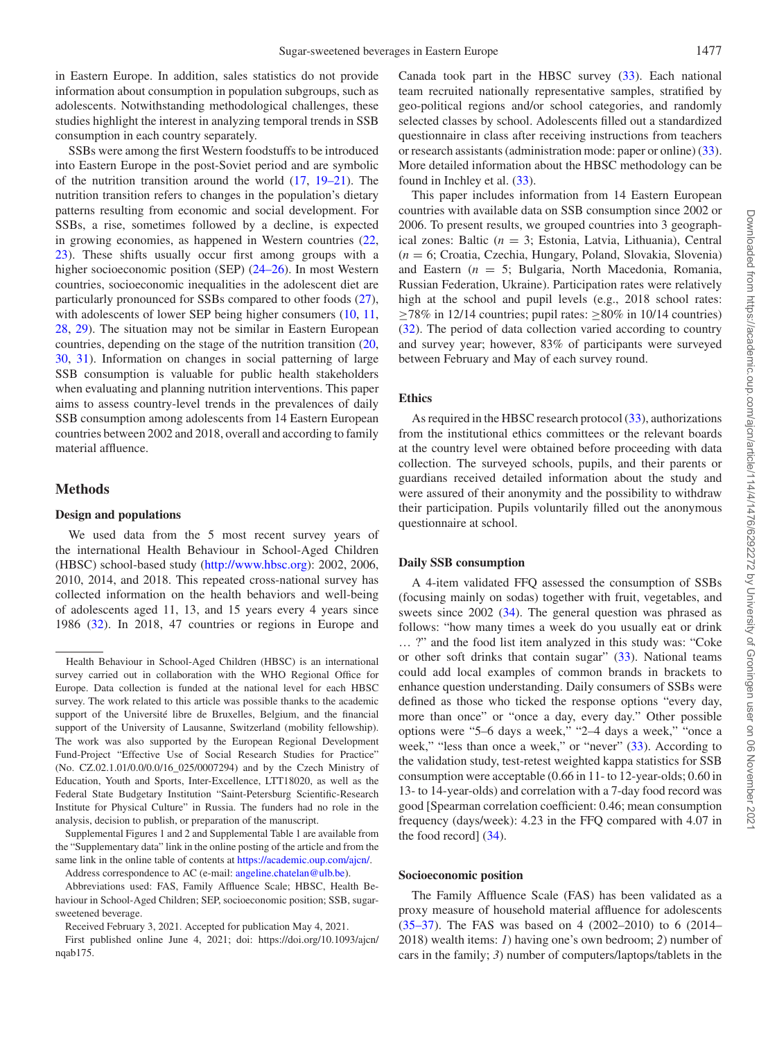in Eastern Europe. In addition, sales statistics do not provide information about consumption in population subgroups, such as adolescents. Notwithstanding methodological challenges, these studies highlight the interest in analyzing temporal trends in SSB consumption in each country separately.

SSBs were among the first Western foodstuffs to be introduced into Eastern Europe in the post-Soviet period and are symbolic of the nutrition transition around the world (17, 19–21). The nutrition transition refers to changes in the population's dietary patterns resulting from economic and social development. For SSBs, a rise, sometimes followed by a decline, is expected in growing economies, as happened in Western countries (22, 23). These shifts usually occur first among groups with a higher socioeconomic position (SEP) (24–26). In most Western countries, socioeconomic inequalities in the adolescent diet are particularly pronounced for SSBs compared to other foods (27), with adolescents of lower SEP being higher consumers (10, 11, 28, 29). The situation may not be similar in Eastern European countries, depending on the stage of the nutrition transition (20, 30, 31). Information on changes in social patterning of large SSB consumption is valuable for public health stakeholders when evaluating and planning nutrition interventions. This paper aims to assess country-level trends in the prevalences of daily SSB consumption among adolescents from 14 Eastern European countries between 2002 and 2018, overall and according to family material affluence.

## Methods

### Design and populations

We used data from the 5 most recent survey years of the international Health Behaviour in School-Aged Children (HBSC) school-based study (http://www.hbsc.org): 2002, 2006, 2010, 2014, and 2018. This repeated cross-national survey has collected information on the health behaviors and well-being of adolescents aged 11, 13, and 15 years every 4 years since 1986 (32). In 2018, 47 countries or regions in Europe and Canada took part in the HBSC survey (33). Each national team recruited nationally representative samples, stratified by geo-political regions and/or school categories, and randomly selected classes by school. Adolescents filled out a standardized questionnaire in class after receiving instructions from teachers or research assistants (administration mode: paper or online) (33). More detailed information about the HBSC methodology can be found in Inchley et al. (33).

This paper includes information from 14 Eastern European countries with available data on SSB consumption since 2002 or 2006. To present results, we grouped countries into 3 geographical zones: Baltic ($n$ = 3; Estonia, Latvia, Lithuania), Central ($n$ = 6; Croatia, Czechia, Hungary, Poland, Slovakia, Slovenia) and Eastern ($n$ = 5; Bulgaria, North Macedonia, Romania, Russian Federation, Ukraine). Participation rates were relatively high at the school and pupil levels (e.g., 2018 school rates: ≥78% in 12/14 countries; pupil rates: ≥80% in 10/14 countries) (32). The period of data collection varied according to country and survey year; however, 83% of participants were surveyed between February and May of each survey round.

### Ethics

As required in the HBSC research protocol (33), authorizations from the institutional ethics committees or the relevant boards at the country level were obtained before proceeding with data collection. The surveyed schools, pupils, and their parents or guardians received detailed information about the study and were assured of their anonymity and the possibility to withdraw their participation. Pupils voluntarily filled out the anonymous questionnaire at school.

### Daily SSB consumption

A 4-item validated FFQ assessed the consumption of SSBs (focusing mainly on sodas) together with fruit, vegetables, and sweets since 2002 (34). The general question was phrased as follows: "how many times a week do you usually eat or drink … ?" and the food list item analyzed in this study was: "Coke or other soft drinks that contain sugar" (33). National teams could add local examples of common brands in brackets to enhance question understanding. Daily consumers of SSBs were defined as those who ticked the response options "every day, more than once" or "once a day, every day." Other possible options were "5–6 days a week," "2–4 days a week," "once a week," "less than once a week," or "never" (33). According to the validation study, test-retest weighted kappa statistics for SSB consumption were acceptable (0.66 in 11- to 12-year-olds; 0.60 in 13- to 14-year-olds) and correlation with a 7-day food record was good [Spearman correlation coefficient: 0.46; mean consumption frequency (days/week): 4.23 in the FFQ compared with 4.07 in the food record] (34).

### Socioeconomic position

The Family Affluence Scale (FAS) has been validated as a proxy measure of household material affluence for adolescents (35–37). The FAS was based on 4 (2002–2010) to 6 (2014–2018) wealth items: *1)* having one's own bedroom; *2)* number of cars in the family; *3)* number of computers/laptops/tablets in the

---

Health Behaviour in School-Aged Children (HBSC) is an international survey carried out in collaboration with the WHO Regional Office for Europe. Data collection is funded at the national level for each HBSC survey. The work related to this article was possible thanks to the academic support of the Université libre de Bruxelles, Belgium, and the financial support of the University of Lausanne, Switzerland (mobility fellowship). The work was also supported by the European Regional Development Fund-Project "Effective Use of Social Research Studies for Practice" (No. CZ.02.1.01/0.0/0.0/16_025/0007294) and by the Czech Ministry of Education, Youth and Sports, Inter-Excellence, LTT18020, as well as the Federal State Budgetary Institution "Saint-Petersburg Scientific-Research Institute for Physical Culture" in Russia. The funders had no role in the analysis, decision to publish, or preparation of the manuscript.

Supplemental Figures 1 and 2 and Supplemental Table 1 are available from the "Supplementary data" link in the online posting of the article and from the same link in the online table of contents at https://academic.oup.com/ajcn/.

Address correspondence to AC (e-mail: angeline.chatelan@ulb.be).

Abbreviations used: FAS, Family Affluence Scale; HBSC, Health Behaviour in School-Aged Children; SEP, socioeconomic position; SSB, sugar-sweetened beverage.

Received February 3, 2021. Accepted for publication May 4, 2021.

First published online June 4, 2021; doi: https://doi.org/10.1093/ajcn/nqab175.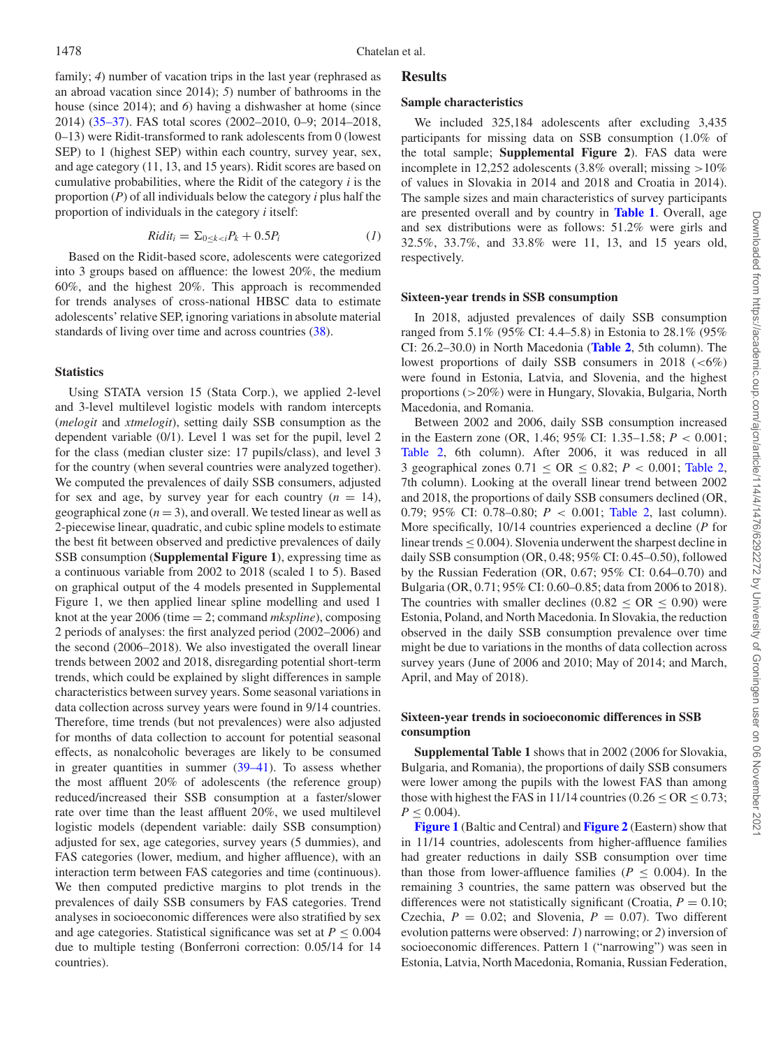family; *4)* number of vacation trips in the last year (rephrased as an abroad vacation since 2014); *5)* number of bathrooms in the house (since 2014); and *6)* having a dishwasher at home (since 2014) (35–37). FAS total scores (2002–2010, 0–9; 2014–2018, 0–13) were Ridit-transformed to rank adolescents from 0 (lowest SEP) to 1 (highest SEP) within each country, survey year, sex, and age category (11, 13, and 15 years). Ridit scores are based on cumulative probabilities, where the Ridit of the category *i* is the proportion (*P*) of all individuals below the category *i* plus half the proportion of individuals in the category *i* itself:

$$Ridit_i = \Sigma_{0 \leq k < i} P_k + 0.5P_i \quad (1)$$

Based on the Ridit-based score, adolescents were categorized into 3 groups based on affluence: the lowest 20%, the medium 60%, and the highest 20%. This approach is recommended for trends analyses of cross-national HBSC data to estimate adolescents' relative SEP, ignoring variations in absolute material standards of living over time and across countries (38).

### Statistics

Using STATA version 15 (Stata Corp.), we applied 2-level and 3-level multilevel logistic models with random intercepts (*melogit* and *xtmelogit*), setting daily SSB consumption as the dependent variable (0/1). Level 1 was set for the pupil, level 2 for the class (median cluster size: 17 pupils/class), and level 3 for the country (when several countries were analyzed together). We computed the prevalences of daily SSB consumers, adjusted for sex and age, by survey year for each country ($n = 14$), geographical zone ($n = 3$), and overall. We tested linear as well as 2-piecewise linear, quadratic, and cubic spline models to estimate the best fit between observed and predictive prevalences of daily SSB consumption (**Supplemental Figure 1**), expressing time as a continuous variable from 2002 to 2018 (scaled 1 to 5). Based on graphical output of the 4 models presented in Supplemental Figure 1, we then applied linear spline modelling and used 1 knot at the year 2006 (time = 2; command *mkspline*), composing 2 periods of analyses: the first analyzed period (2002–2006) and the second (2006–2018). We also investigated the overall linear trends between 2002 and 2018, disregarding potential short-term trends, which could be explained by slight differences in sample characteristics between survey years. Some seasonal variations in data collection across survey years were found in 9/14 countries. Therefore, time trends (but not prevalences) were also adjusted for months of data collection to account for potential seasonal effects, as nonalcoholic beverages are likely to be consumed in greater quantities in summer (39–41). To assess whether the most affluent 20% of adolescents (the reference group) reduced/increased their SSB consumption at a faster/slower rate over time than the least affluent 20%, we used multilevel logistic models (dependent variable: daily SSB consumption) adjusted for sex, age categories, survey years (5 dummies), and FAS categories (lower, medium, and higher affluence), with an interaction term between FAS categories and time (continuous). We then computed predictive margins to plot trends in the prevalences of daily SSB consumers by FAS categories. Trend analyses in socioeconomic differences were also stratified by sex and age categories. Statistical significance was set at $P \leq 0.004$ due to multiple testing (Bonferroni correction: 0.05/14 for 14 countries).

## Results

### Sample characteristics

We included 325,184 adolescents after excluding 3,435 participants for missing data on SSB consumption (1.0% of the total sample; **Supplemental Figure 2**). FAS data were incomplete in 12,252 adolescents (3.8% overall; missing >10% of values in Slovakia in 2014 and 2018 and Croatia in 2014). The sample sizes and main characteristics of survey participants are presented overall and by country in **Table 1**. Overall, age and sex distributions were as follows: 51.2% were girls and 32.5%, 33.7%, and 33.8% were 11, 13, and 15 years old, respectively.

### Sixteen-year trends in SSB consumption

In 2018, adjusted prevalences of daily SSB consumption ranged from 5.1% (95% CI: 4.4–5.8) in Estonia to 28.1% (95% CI: 26.2–30.0) in North Macedonia (**Table 2**, 5th column). The lowest proportions of daily SSB consumers in 2018 (<6%) were found in Estonia, Latvia, and Slovenia, and the highest proportions (>20%) were in Hungary, Slovakia, Bulgaria, North Macedonia, and Romania.

Between 2002 and 2006, daily SSB consumption increased in the Eastern zone (OR, 1.46; 95% CI: 1.35–1.58; $P < 0.001$; Table 2, 6th column). After 2006, it was reduced in all 3 geographical zones $0.71 \leq$ OR $\leq 0.82$; $P < 0.001$; Table 2, 7th column). Looking at the overall linear trend between 2002 and 2018, the proportions of daily SSB consumers declined (OR, 0.79; 95% CI: 0.78–0.80; $P < 0.001$; Table 2, last column). More specifically, 10/14 countries experienced a decline ($P$ for linear trends $\leq 0.004$). Slovenia underwent the sharpest decline in daily SSB consumption (OR, 0.48; 95% CI: 0.45–0.50), followed by the Russian Federation (OR, 0.67; 95% CI: 0.64–0.70) and Bulgaria (OR, 0.71; 95% CI: 0.60–0.85; data from 2006 to 2018). The countries with smaller declines ($0.82 \leq$ OR $\leq 0.90$) were Estonia, Poland, and North Macedonia. In Slovakia, the reduction observed in the daily SSB consumption prevalence over time might be due to variations in the months of data collection across survey years (June of 2006 and 2010; May of 2014; and March, April, and May of 2018).

### Sixteen-year trends in socioeconomic differences in SSB consumption

**Supplemental Table 1** shows that in 2002 (2006 for Slovakia, Bulgaria, and Romania), the proportions of daily SSB consumers were lower among the pupils with the lowest FAS than among those with highest the FAS in 11/14 countries ($0.26 \leq$ OR $\leq 0.73$; $P \leq 0.004$).

**Figure 1** (Baltic and Central) and **Figure 2** (Eastern) show that in 11/14 countries, adolescents from higher-affluence families had greater reductions in daily SSB consumption over time than those from lower-affluence families ($P \leq 0.004$). In the remaining 3 countries, the same pattern was observed but the differences were not statistically significant (Croatia, $P = 0.10$; Czechia, $P = 0.02$; and Slovenia, $P = 0.07$). Two different evolution patterns were observed: *1)* narrowing; or *2)* inversion of socioeconomic differences. Pattern 1 ("narrowing") was seen in Estonia, Latvia, North Macedonia, Romania, Russian Federation,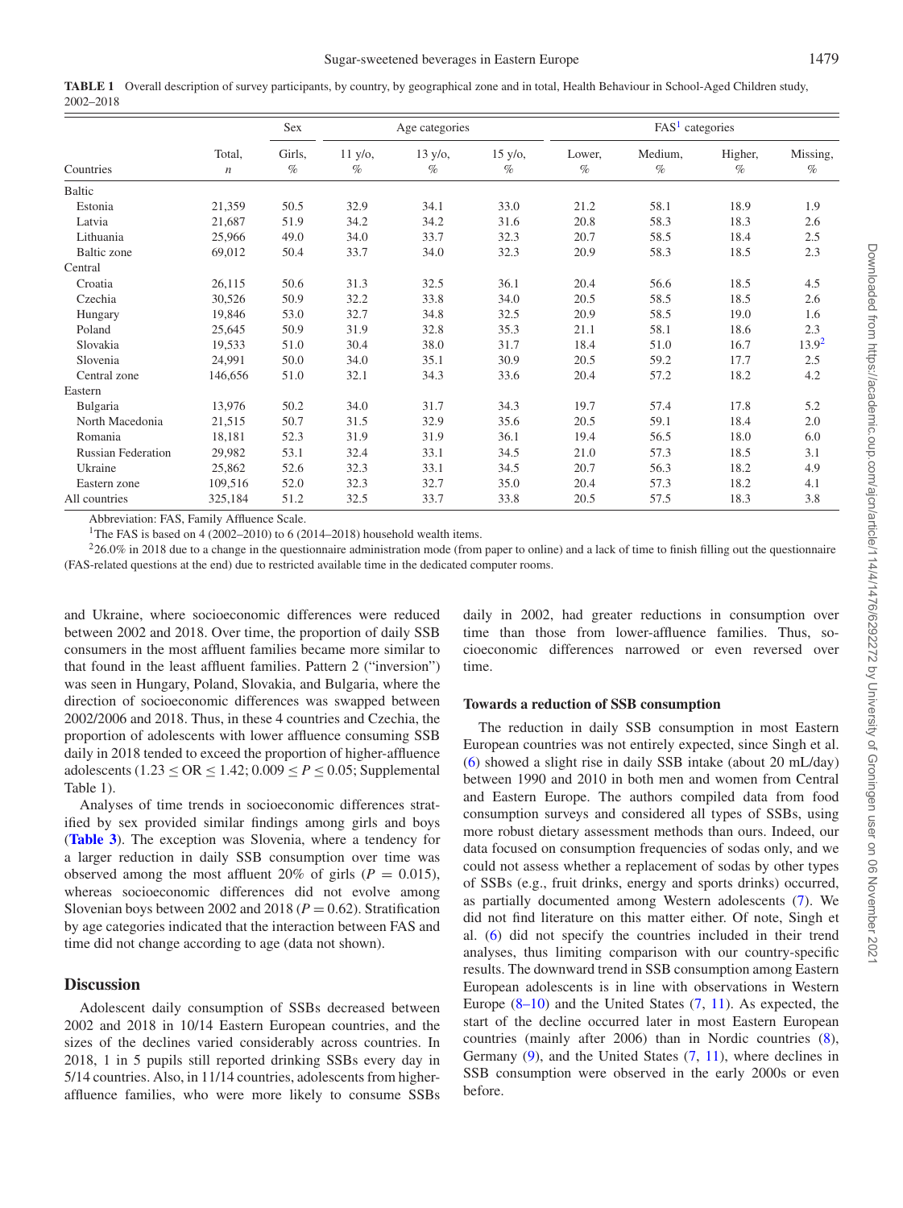**TABLE 1** Overall description of survey participants, by country, by geographical zone and in total, Health Behaviour in School-Aged Children study, 2002–2018

| | | Sex | Age categories | | | FAS[1] categories | | | |
|---|---|---|---|---|---|---|---|---|---|
| Countries | Total, *n* | Girls, % | 11 y/o, % | 13 y/o, % | 15 y/o, % | Lower, % | Medium, % | Higher, % | Missing, % |
| Baltic | | | | | | | | | |
| Estonia | 21,359 | 50.5 | 32.9 | 34.1 | 33.0 | 21.2 | 58.1 | 18.9 | 1.9 |
| Latvia | 21,687 | 51.9 | 34.2 | 34.2 | 31.6 | 20.8 | 58.3 | 18.3 | 2.6 |
| Lithuania | 25,966 | 49.0 | 34.0 | 33.7 | 32.3 | 20.7 | 58.5 | 18.4 | 2.5 |
| Baltic zone | 69,012 | 50.4 | 33.7 | 34.0 | 32.3 | 20.9 | 58.3 | 18.5 | 2.3 |
| Central | | | | | | | | | |
| Croatia | 26,115 | 50.6 | 31.3 | 32.5 | 36.1 | 20.4 | 56.6 | 18.5 | 4.5 |
| Czechia | 30,526 | 50.9 | 32.2 | 33.8 | 34.0 | 20.5 | 58.5 | 18.5 | 2.6 |
| Hungary | 19,846 | 53.0 | 32.7 | 34.8 | 32.5 | 20.9 | 58.5 | 19.0 | 1.6 |
| Poland | 25,645 | 50.9 | 31.9 | 32.8 | 35.3 | 21.1 | 58.1 | 18.6 | 2.3 |
| Slovakia | 19,533 | 51.0 | 30.4 | 38.0 | 31.7 | 18.4 | 51.0 | 16.7 | 13.9[2] |
| Slovenia | 24,991 | 50.0 | 34.0 | 35.1 | 30.9 | 20.5 | 59.2 | 17.7 | 2.5 |
| Central zone | 146,656 | 51.0 | 32.1 | 34.3 | 33.6 | 20.4 | 57.2 | 18.2 | 4.2 |
| Eastern | | | | | | | | | |
| Bulgaria | 13,976 | 50.2 | 34.0 | 31.7 | 34.3 | 19.7 | 57.4 | 17.8 | 5.2 |
| North Macedonia | 21,515 | 50.7 | 31.5 | 32.9 | 35.6 | 20.5 | 59.1 | 18.4 | 2.0 |
| Romania | 18,181 | 52.3 | 31.9 | 31.9 | 36.1 | 19.4 | 56.5 | 18.0 | 6.0 |
| Russian Federation | 29,982 | 53.1 | 32.4 | 33.1 | 34.5 | 21.0 | 57.3 | 18.5 | 3.1 |
| Ukraine | 25,862 | 52.6 | 32.3 | 33.1 | 34.5 | 20.7 | 56.3 | 18.2 | 4.9 |
| Eastern zone | 109,516 | 52.0 | 32.3 | 32.7 | 35.0 | 20.4 | 57.3 | 18.2 | 4.1 |
| All countries | 325,184 | 51.2 | 32.5 | 33.7 | 33.8 | 20.5 | 57.5 | 18.3 | 3.8 |

Abbreviation: FAS, Family Affluence Scale.

[1]The FAS is based on 4 (2002–2010) to 6 (2014–2018) household wealth items.

[2]26.0% in 2018 due to a change in the questionnaire administration mode (from paper to online) and a lack of time to finish filling out the questionnaire (FAS-related questions at the end) due to restricted available time in the dedicated computer rooms.

and Ukraine, where socioeconomic differences were reduced between 2002 and 2018. Over time, the proportion of daily SSB consumers in the most affluent families became more similar to that found in the least affluent families. Pattern 2 ("inversion") was seen in Hungary, Poland, Slovakia, and Bulgaria, where the direction of socioeconomic differences was swapped between 2002/2006 and 2018. Thus, in these 4 countries and Czechia, the proportion of adolescents with lower affluence consuming SSB daily in 2018 tended to exceed the proportion of higher-affluence adolescents ($1.23 \leq OR \leq 1.42$; $0.009 \leq P \leq 0.05$; Supplemental Table 1).

Analyses of time trends in socioeconomic differences stratified by sex provided similar findings among girls and boys (**Table 3**). The exception was Slovenia, where a tendency for a larger reduction in daily SSB consumption over time was observed among the most affluent 20% of girls ($P = 0.015$), whereas socioeconomic differences did not evolve among Slovenian boys between 2002 and 2018 ($P = 0.62$). Stratification by age categories indicated that the interaction between FAS and time did not change according to age (data not shown).

## Discussion

Adolescent daily consumption of SSBs decreased between 2002 and 2018 in 10/14 Eastern European countries, and the sizes of the declines varied considerably across countries. In 2018, 1 in 5 pupils still reported drinking SSBs every day in 5/14 countries. Also, in 11/14 countries, adolescents from higher-affluence families, who were more likely to consume SSBs daily in 2002, had greater reductions in consumption over time than those from lower-affluence families. Thus, socioeconomic differences narrowed or even reversed over time.

### Towards a reduction of SSB consumption

The reduction in daily SSB consumption in most Eastern European countries was not entirely expected, since Singh et al. (6) showed a slight rise in daily SSB intake (about 20 mL/day) between 1990 and 2010 in both men and women from Central and Eastern Europe. The authors compiled data from food consumption surveys and considered all types of SSBs, using more robust dietary assessment methods than ours. Indeed, our data focused on consumption frequencies of sodas only, and we could not assess whether a replacement of sodas by other types of SSBs (e.g., fruit drinks, energy and sports drinks) occurred, as partially documented among Western adolescents (7). We did not find literature on this matter either. Of note, Singh et al. (6) did not specify the countries included in their trend analyses, thus limiting comparison with our country-specific results. The downward trend in SSB consumption among Eastern European adolescents is in line with observations in Western Europe (8–10) and the United States (7, 11). As expected, the start of the decline occurred later in most Eastern European countries (mainly after 2006) than in Nordic countries (8), Germany (9), and the United States (7, 11), where declines in SSB consumption were observed in the early 2000s or even before.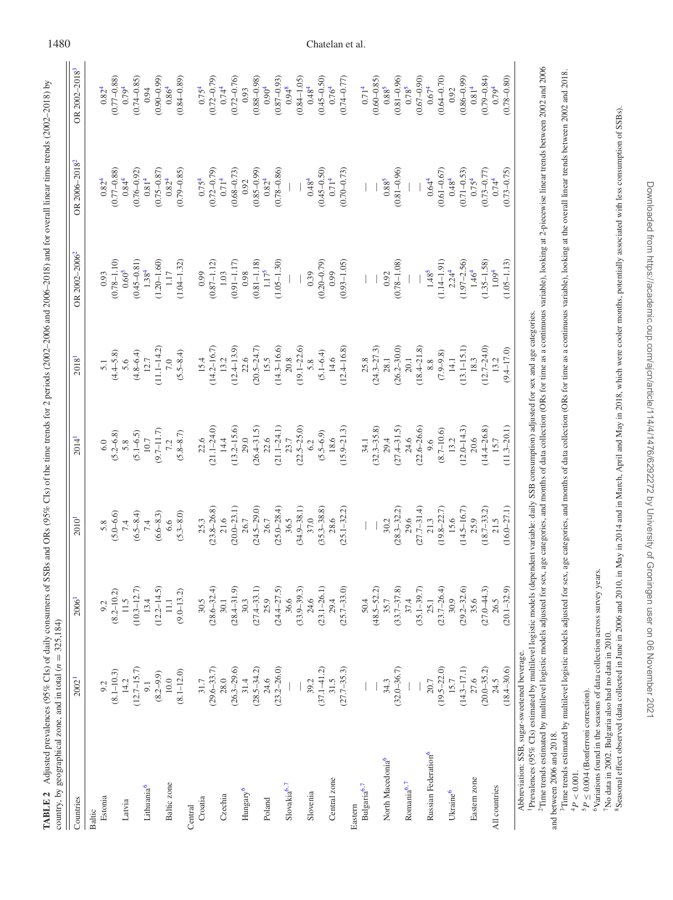**TABLE 2** Adjusted prevalences (95% CIs) of daily consumers of SSBs and ORs (95% CIs) of the time trends for 2 periods (2002–2006 and 2006–2018) and for overall linear time trends (2002–2018) by country, by geographical zone, and in total ($n$ = 325,184)

| Countries | 2002[1] | 2006[1] | 2010[1] | 2014[1] | 2018[1] | OR 2002–2006[2] | OR 2006–2018[2] | OR 2002–2018[3] |
|---|---|---|---|---|---|---|---|---|
| Baltic | | | | | | | | |
| Estonia | 9.2 (8.1–10.3) | 9.2 (8.2–10.2) | 5.8 (5.0–6.6) | 6.0 (5.2–6.8) | 5.1 (4.4–5.8) | 0.93 (0.78–1.10) | 0.82[4] (0.77–0.88) | 0.82[4] (0.77–0.88) |
| Latvia | 14.2 (12.7–15.7) | 11.5 (10.3–12.7) | 7.4 (6.5–8.4) | 5.8 (5.1–6.5) | 5.6 (4.8–6.4) | 0.60[5] (0.45–0.81) | 0.84[4] (0.76–0.92) | 0.79[4] (0.74–0.85) |
| Lithuania[6] | 9.1 (8.2–9.9) | 13.4 (12.2–14.5) | 7.4 (6.6–8.3) | 10.7 (9.7–11.7) | 12.7 (11.1–14.2) | 1.38[4] (1.20–1.60) | 0.81[4] (0.75–0.87) | 0.94 (0.90–0.99) |
| Baltic zone | 10.0 (8.1–12.0) | 11.1 (9.0–13.2) | 6.6 (5.3–8.0) | 7.2 (5.8–8.7) | 7.0 (5.5–8.4) | 1.17 (1.04–1.32) | 0.82[4] (0.79–0.85) | 0.86[4] (0.84–0.89) |
| Central | | | | | | | | |
| Croatia | 31.7 (29.6–33.7) | 30.5 (28.6–32.4) | 25.3 (23.8–26.8) | 22.6 (21.1–24.0) | 15.4 (14.2–16.7) | 0.99 (0.87–1.12) | 0.75[4] (0.72–0.79) | 0.75[4] (0.72–0.79) |
| Czechia | 28.0 (26.3–29.6) | 30.1 (28.4–31.9) | 21.6 (20.0–23.1) | 14.4 (13.2–15.6) | 13.2 (12.4–13.9) | 1.03 (0.91–1.17) | 0.71[4] (0.68–0.73) | 0.74[4] (0.72–0.76) |
| Hungary[6] | 31.4 (28.5–34.2) | 30.3 (27.4–33.1) | 26.7 (24.5–29.0) | 29.0 (26.4–31.5) | 22.6 (20.5–24.7) | 0.98 (0.81–1.18) | 0.92 (0.85–0.99) | 0.93 (0.88–0.98) |
| Poland | 24.6 (23.2–26.0) | 25.9 (24.4–27.5) | 26.7 (25.0–28.4) | 22.6 (21.1–24.1) | 15.5 (14.3–16.6) | 1.17[5] (1.05–1.30) | 0.82[4] (0.78–0.86) | 0.90[4] (0.87–0.93) |
| Slovakia[6,7] | — | 36.6 (33.9–39.3) | 36.5 (34.9–38.1) | 23.7 (22.5–25.0) | 20.8 (19.1–22.6) | — | — | 0.94[8] (0.84–1.05) |
| Slovenia | 39.2 (37.1–41.2) | 24.6 (23.1–26.1) | 37.0 (35.3–38.8) | 6.2 (5.5–6.9) | 5.8 (5.1–6.4) | 0.39 (0.20–0.79) | 0.48[4] (0.45–0.50) | 0.48[4] (0.45–0.50) |
| Central zone | 31.5 (27.7–35.3) | 29.4 (25.7–33.0) | 28.6 (25.1–32.2) | 18.6 (15.9–21.3) | 14.6 (12.4–16.8) | 0.99 (0.93–1.05) | 0.71[4] (0.70–0.73) | 0.76[4] (0.74–0.77) |
| Eastern | | | | | | | | |
| Bulgaria[6,7] | — | 50.4 (48.5–52.2) | — | 34.1 (32.3–35.8) | 25.8 (24.3–27.3) | — | — | 0.71[4] (0.60–0.85) |
| North Macedonia[6] | 34.3 (32.0–36.7) | 35.7 (33.7–37.8) | 30.2 (28.3–32.2) | 29.4 (27.4–31.5) | 28.1 (26.2–30.0) | 0.92 (0.78–1.08) | 0.88[5] (0.81–0.96) | 0.88[5] (0.81–0.96) |
| Romania[6,7] | — | 37.4 (35.1–39.7) | 29.6 (27.7–31.4) | 24.6 (22.6–26.6) | 20.1 (18.4–21.8) | — | — | 0.78[5] (0.67–0.90) |
| Russian Federation[6] | 20.7 (19.5–22.0) | 25.1 (23.7–26.4) | 21.3 (19.8–22.7) | 9.6 (8.7–10.6) | 8.8 (7.9–9.8) | 1.48[5] (1.14–1.91) | 0.64[4] (0.61–0.67) | 0.67[4] (0.64–0.70) |
| Ukraine[6] | 15.7 (14.3–17.1) | 30.9 (29.2–32.6) | 15.6 (14.5–16.7) | 13.2 (12.0–14.3) | 14.1 (13.1–15.1) | 2.24[4] (1.97–2.56) | 0.48[4] (0.71–0.53) | 0.92 (0.86–0.99) |
| Eastern zone | 27.6 (20.0–35.2) | 35.6 (27.0–44.3) | 25.9 (18.7–33.2) | 20.6 (14.4–26.8) | 18.3 (12.7–24.0) | 1.46[4] (1.35–1.58) | 0.75[4] (0.73–0.77) | 0.81[4] (0.79–0.84) |
| All countries | 24.5 (18.4–30.6) | 26.5 (20.1–32.9) | 21.5 (16.0–27.1) | 15.7 (11.3–20.1) | 13.2 (9.4–17.0) | 1.09[4] (1.05–1.13) | 0.74[4] (0.73–0.75) | 0.79[4] (0.78–0.80) |

Abbreviation: SSB, sugar-sweetened beverage.

[1]Prevalences (95% CIs) estimated by multilevel logistic models (dependent variable: daily SSB consumption) adjusted for sex and age categories.

[2]Time trends estimated by multilevel logistic models adjusted for sex, age categories, and months of data collection (ORs for time as a continuous variable), looking at 2-piecewise linear trends between 2002 and 2006 and between 2006 and 2018.

[3]Time trends estimated by multilevel logistic models adjusted for sex, age categories, and months of data collection (ORs for time as a continuous variable), looking at the overall linear trends between 2002 and 2018.

[4]$P < 0.001$.

[5]$P \leq 0.004$ (Bonferroni correction).

[6]Variations found in the seasons of data collection across survey years.

[7]No data in 2002. Bulgaria also had no data in 2010.

[8]Seasonal effect observed (data collected in June in 2006 and 2010, in May in 2014 and in March, April and May in 2018, which were cooler months, potentially associated with less consumption of SSBs).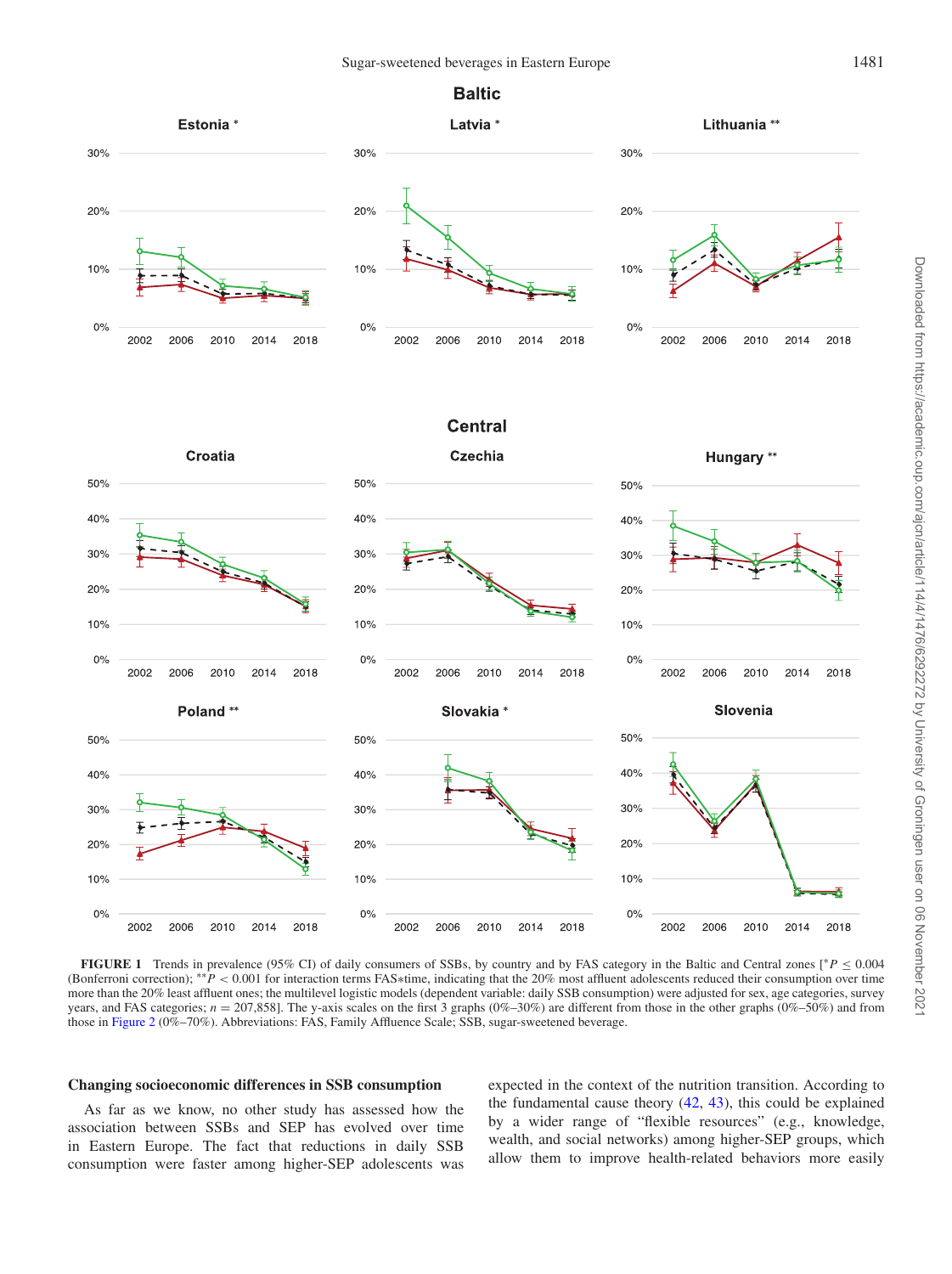**FIGURE 1** Trends in prevalence (95% CI) of daily consumers of SSBs, by country and by FAS category in the Baltic and Central zones [\*$P \leq 0.004$ (Bonferroni correction); \*\*$P < 0.001$ for interaction terms FAS∗time, indicating that the 20% most affluent adolescents reduced their consumption over time more than the 20% least affluent ones; the multilevel logistic models (dependent variable: daily SSB consumption) were adjusted for sex, age categories, survey years, and FAS categories; $n = 207,858$]. The y-axis scales on the first 3 graphs (0%–30%) are different from those in the other graphs (0%–50%) and from those in Figure 2 (0%–70%). Abbreviations: FAS, Family Affluence Scale; SSB, sugar-sweetened beverage.

### Changing socioeconomic differences in SSB consumption

As far as we know, no other study has assessed how the association between SSBs and SEP has evolved over time in Eastern Europe. The fact that reductions in daily SSB consumption were faster among higher-SEP adolescents was expected in the context of the nutrition transition. According to the fundamental cause theory (42, 43), this could be explained by a wider range of "flexible resources" (e.g., knowledge, wealth, and social networks) among higher-SEP groups, which allow them to improve health-related behaviors more easily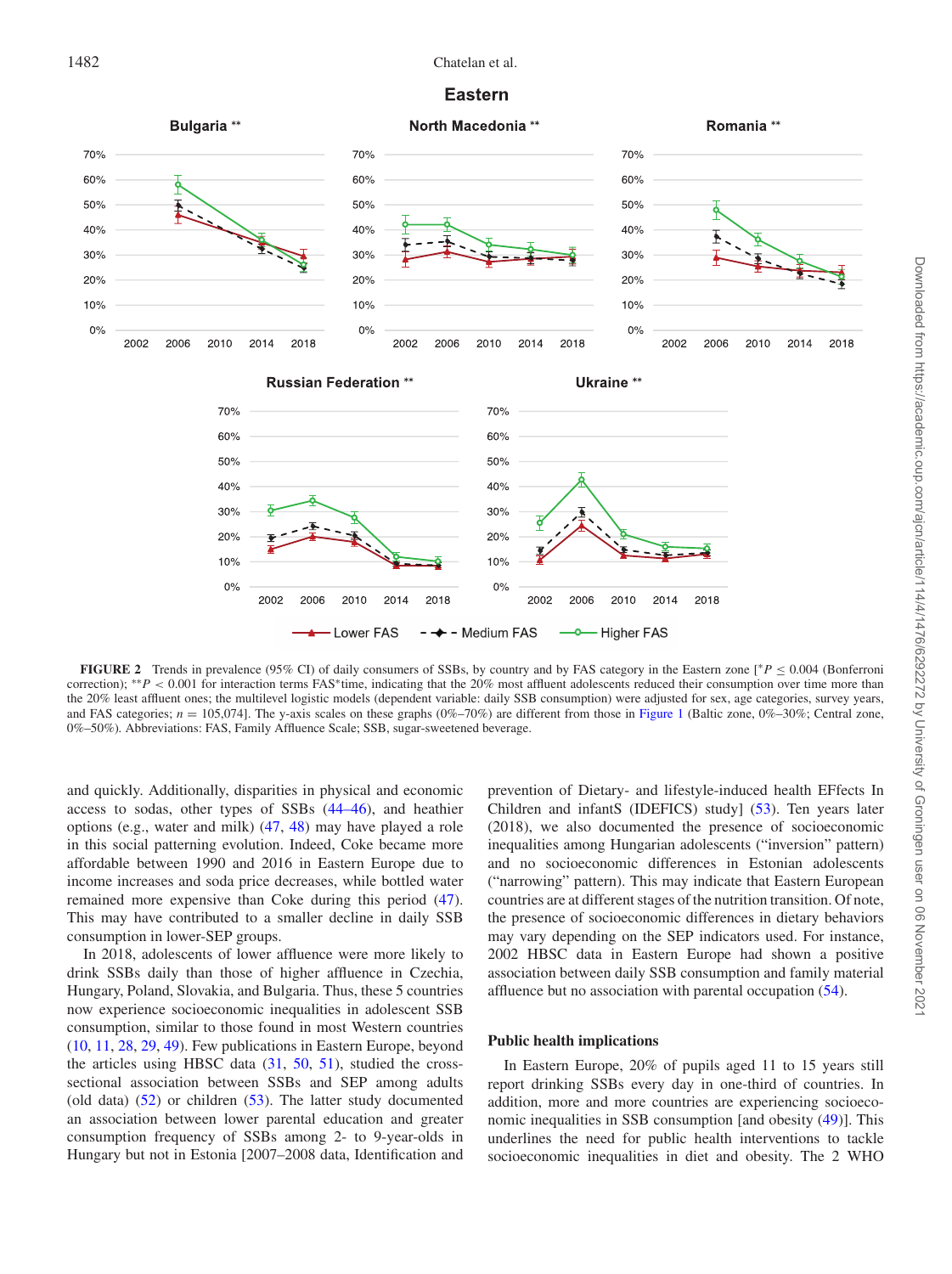**FIGURE 2** Trends in prevalence (95% CI) of daily consumers of SSBs, by country and by FAS category in the Eastern zone [*$P \leq 0.004$ (Bonferroni correction); **$P < 0.001$ for interaction terms FAS*time, indicating that the 20% most affluent adolescents reduced their consumption over time more than the 20% least affluent ones; the multilevel logistic models (dependent variable: daily SSB consumption) were adjusted for sex, age categories, survey years, and FAS categories; $n = 105{,}074$]. The y-axis scales on these graphs (0%–70%) are different from those in Figure 1 (Baltic zone, 0%–30%; Central zone, 0%–50%). Abbreviations: FAS, Family Affluence Scale; SSB, sugar-sweetened beverage.

and quickly. Additionally, disparities in physical and economic access to sodas, other types of SSBs (44–46), and heathier options (e.g., water and milk) (47, 48) may have played a role in this social patterning evolution. Indeed, Coke became more affordable between 1990 and 2016 in Eastern Europe due to income increases and soda price decreases, while bottled water remained more expensive than Coke during this period (47). This may have contributed to a smaller decline in daily SSB consumption in lower-SEP groups.

In 2018, adolescents of lower affluence were more likely to drink SSBs daily than those of higher affluence in Czechia, Hungary, Poland, Slovakia, and Bulgaria. Thus, these 5 countries now experience socioeconomic inequalities in adolescent SSB consumption, similar to those found in most Western countries (10, 11, 28, 29, 49). Few publications in Eastern Europe, beyond the articles using HBSC data (31, 50, 51), studied the cross-sectional association between SSBs and SEP among adults (old data) (52) or children (53). The latter study documented an association between lower parental education and greater consumption frequency of SSBs among 2- to 9-year-olds in Hungary but not in Estonia [2007–2008 data, Identification and prevention of Dietary- and lifestyle-induced health EFfects In Children and infantS (IDEFICS) study] (53). Ten years later (2018), we also documented the presence of socioeconomic inequalities among Hungarian adolescents ("inversion" pattern) and no socioeconomic differences in Estonian adolescents ("narrowing" pattern). This may indicate that Eastern European countries are at different stages of the nutrition transition. Of note, the presence of socioeconomic differences in dietary behaviors may vary depending on the SEP indicators used. For instance, 2002 HBSC data in Eastern Europe had shown a positive association between daily SSB consumption and family material affluence but no association with parental occupation (54).

### Public health implications

In Eastern Europe, 20% of pupils aged 11 to 15 years still report drinking SSBs every day in one-third of countries. In addition, more and more countries are experiencing socioeconomic inequalities in SSB consumption [and obesity (49)]. This underlines the need for public health interventions to tackle socioeconomic inequalities in diet and obesity. The 2 WHO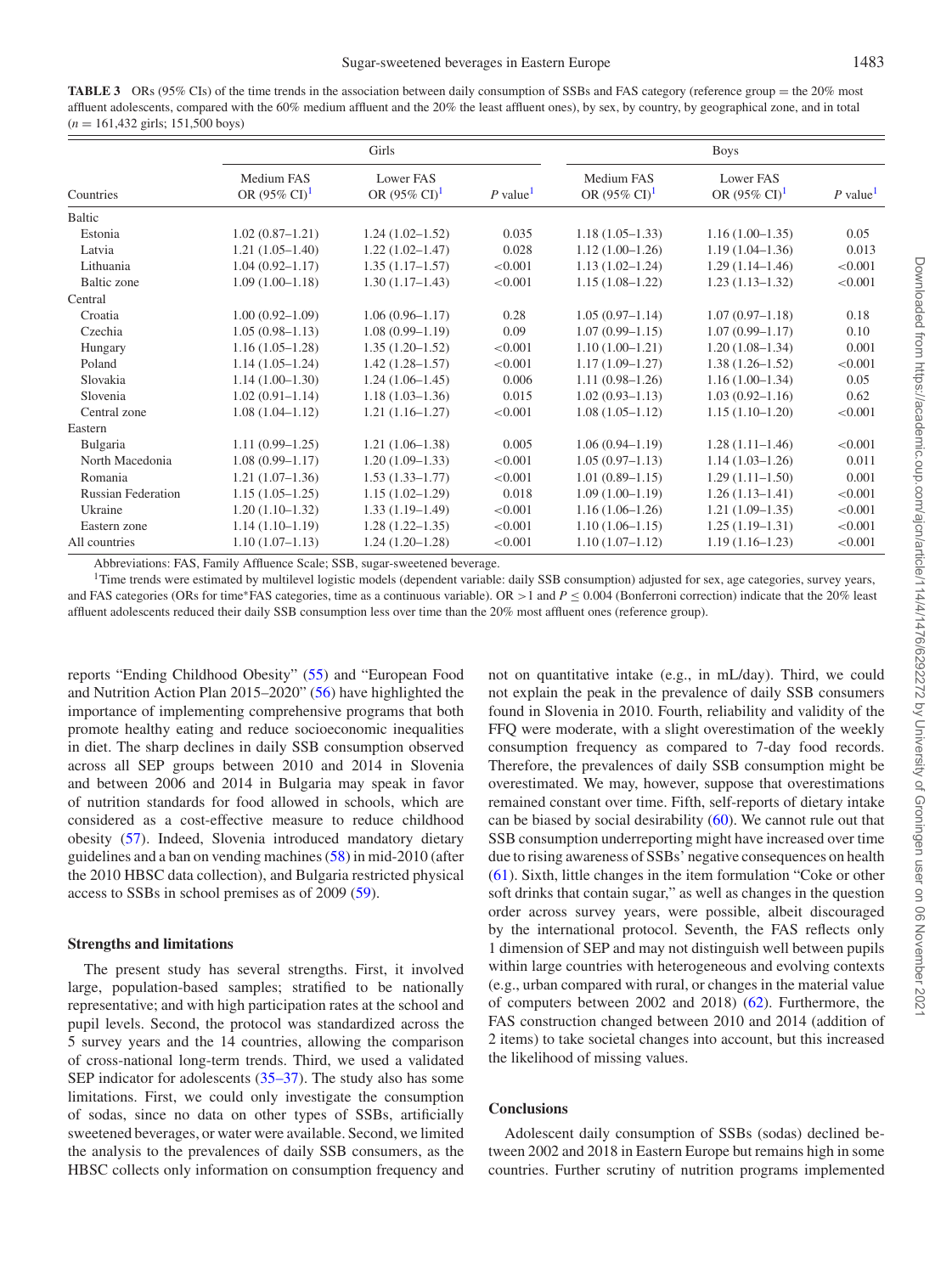**TABLE 3** ORs (95% CIs) of the time trends in the association between daily consumption of SSBs and FAS category (reference group = the 20% most affluent adolescents, compared with the 60% medium affluent and the 20% the least affluent ones), by sex, by country, by geographical zone, and in total ($n$ = 161,432 girls; 151,500 boys)

| Countries | Girls | | | Boys | | |
|---|---|---|---|---|---|---|
| | Medium FAS OR (95% CI)[1] | Lower FAS OR (95% CI)[1] | $P$ value[1] | Medium FAS OR (95% CI)[1] | Lower FAS OR (95% CI)[1] | $P$ value[1] |
| Baltic | | | | | | |
| Estonia | 1.02 (0.87–1.21) | 1.24 (1.02–1.52) | 0.035 | 1.18 (1.05–1.33) | 1.16 (1.00–1.35) | 0.05 |
| Latvia | 1.21 (1.05–1.40) | 1.22 (1.02–1.47) | 0.028 | 1.12 (1.00–1.26) | 1.19 (1.04–1.36) | 0.013 |
| Lithuania | 1.04 (0.92–1.17) | 1.35 (1.17–1.57) | <0.001 | 1.13 (1.02–1.24) | 1.29 (1.14–1.46) | <0.001 |
| Baltic zone | 1.09 (1.00–1.18) | 1.30 (1.17–1.43) | <0.001 | 1.15 (1.08–1.22) | 1.23 (1.13–1.32) | <0.001 |
| Central | | | | | | |
| Croatia | 1.00 (0.92–1.09) | 1.06 (0.96–1.17) | 0.28 | 1.05 (0.97–1.14) | 1.07 (0.97–1.18) | 0.18 |
| Czechia | 1.05 (0.98–1.13) | 1.08 (0.99–1.19) | 0.09 | 1.07 (0.99–1.15) | 1.07 (0.99–1.17) | 0.10 |
| Hungary | 1.16 (1.05–1.28) | 1.35 (1.20–1.52) | <0.001 | 1.10 (1.00–1.21) | 1.20 (1.08–1.34) | 0.001 |
| Poland | 1.14 (1.05–1.24) | 1.42 (1.28–1.57) | <0.001 | 1.17 (1.09–1.27) | 1.38 (1.26–1.52) | <0.001 |
| Slovakia | 1.14 (1.00–1.30) | 1.24 (1.06–1.45) | 0.006 | 1.11 (0.98–1.26) | 1.16 (1.00–1.34) | 0.05 |
| Slovenia | 1.02 (0.91–1.14) | 1.18 (1.03–1.36) | 0.015 | 1.02 (0.93–1.13) | 1.03 (0.92–1.16) | 0.62 |
| Central zone | 1.08 (1.04–1.12) | 1.21 (1.16–1.27) | <0.001 | 1.08 (1.05–1.12) | 1.15 (1.10–1.20) | <0.001 |
| Eastern | | | | | | |
| Bulgaria | 1.11 (0.99–1.25) | 1.21 (1.06–1.38) | 0.005 | 1.06 (0.94–1.19) | 1.28 (1.11–1.46) | <0.001 |
| North Macedonia | 1.08 (0.99–1.17) | 1.20 (1.09–1.33) | <0.001 | 1.05 (0.97–1.13) | 1.14 (1.03–1.26) | 0.011 |
| Romania | 1.21 (1.07–1.36) | 1.53 (1.33–1.77) | <0.001 | 1.01 (0.89–1.15) | 1.29 (1.11–1.50) | 0.001 |
| Russian Federation | 1.15 (1.05–1.25) | 1.15 (1.02–1.29) | 0.018 | 1.09 (1.00–1.19) | 1.26 (1.13–1.41) | <0.001 |
| Ukraine | 1.20 (1.10–1.32) | 1.33 (1.19–1.49) | <0.001 | 1.16 (1.06–1.26) | 1.21 (1.09–1.35) | <0.001 |
| Eastern zone | 1.14 (1.10–1.19) | 1.28 (1.22–1.35) | <0.001 | 1.10 (1.06–1.15) | 1.25 (1.19–1.31) | <0.001 |
| All countries | 1.10 (1.07–1.13) | 1.24 (1.20–1.28) | <0.001 | 1.10 (1.07–1.12) | 1.19 (1.16–1.23) | <0.001 |

Abbreviations: FAS, Family Affluence Scale; SSB, sugar-sweetened beverage.

[1]Time trends were estimated by multilevel logistic models (dependent variable: daily SSB consumption) adjusted for sex, age categories, survey years, and FAS categories (ORs for time*FAS categories, time as a continuous variable). OR >1 and $P \leq 0.004$ (Bonferroni correction) indicate that the 20% least affluent adolescents reduced their daily SSB consumption less over time than the 20% most affluent ones (reference group).

reports "Ending Childhood Obesity" (55) and "European Food and Nutrition Action Plan 2015–2020" (56) have highlighted the importance of implementing comprehensive programs that both promote healthy eating and reduce socioeconomic inequalities in diet. The sharp declines in daily SSB consumption observed across all SEP groups between 2010 and 2014 in Slovenia and between 2006 and 2014 in Bulgaria may speak in favor of nutrition standards for food allowed in schools, which are considered as a cost-effective measure to reduce childhood obesity (57). Indeed, Slovenia introduced mandatory dietary guidelines and a ban on vending machines (58) in mid-2010 (after the 2010 HBSC data collection), and Bulgaria restricted physical access to SSBs in school premises as of 2009 (59).

### Strengths and limitations

The present study has several strengths. First, it involved large, population-based samples; stratified to be nationally representative; and with high participation rates at the school and pupil levels. Second, the protocol was standardized across the 5 survey years and the 14 countries, allowing the comparison of cross-national long-term trends. Third, we used a validated SEP indicator for adolescents (35–37). The study also has some limitations. First, we could only investigate the consumption of sodas, since no data on other types of SSBs, artificially sweetened beverages, or water were available. Second, we limited the analysis to the prevalences of daily SSB consumers, as the HBSC collects only information on consumption frequency and not on quantitative intake (e.g., in mL/day). Third, we could not explain the peak in the prevalence of daily SSB consumers found in Slovenia in 2010. Fourth, reliability and validity of the FFQ were moderate, with a slight overestimation of the weekly consumption frequency as compared to 7-day food records. Therefore, the prevalences of daily SSB consumption might be overestimated. We may, however, suppose that overestimations remained constant over time. Fifth, self-reports of dietary intake can be biased by social desirability (60). We cannot rule out that SSB consumption underreporting might have increased over time due to rising awareness of SSBs' negative consequences on health (61). Sixth, little changes in the item formulation "Coke or other soft drinks that contain sugar," as well as changes in the question order across survey years, were possible, albeit discouraged by the international protocol. Seventh, the FAS reflects only 1 dimension of SEP and may not distinguish well between pupils within large countries with heterogeneous and evolving contexts (e.g., urban compared with rural, or changes in the material value of computers between 2002 and 2018) (62). Furthermore, the FAS construction changed between 2010 and 2014 (addition of 2 items) to take societal changes into account, but this increased the likelihood of missing values.

### Conclusions

Adolescent daily consumption of SSBs (sodas) declined between 2002 and 2018 in Eastern Europe but remains high in some countries. Further scrutiny of nutrition programs implemented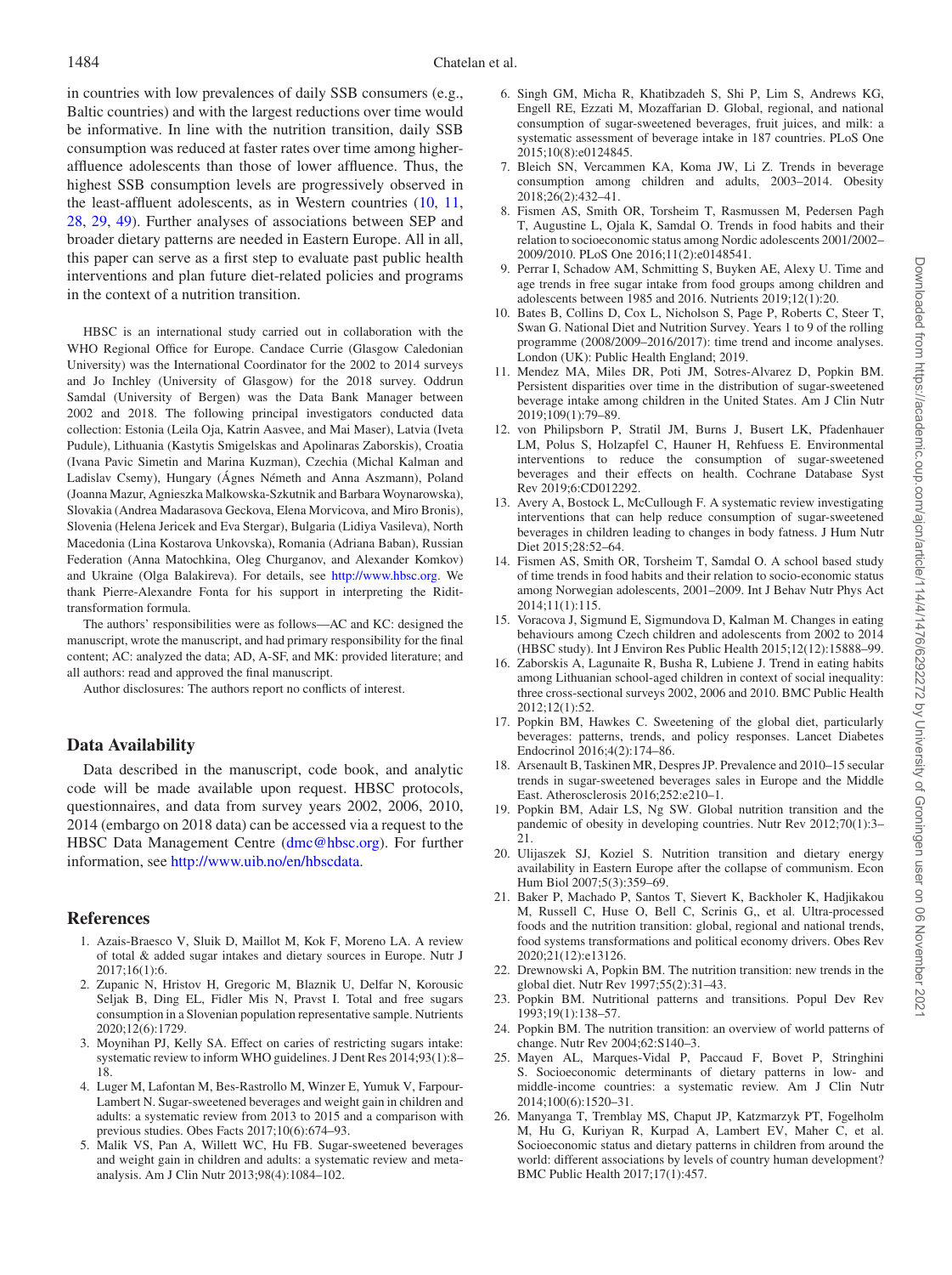in countries with low prevalences of daily SSB consumers (e.g., Baltic countries) and with the largest reductions over time would be informative. In line with the nutrition transition, daily SSB consumption was reduced at faster rates over time among higher-affluence adolescents than those of lower affluence. Thus, the highest SSB consumption levels are progressively observed in the least-affluent adolescents, as in Western countries (10, 11, 28, 29, 49). Further analyses of associations between SEP and broader dietary patterns are needed in Eastern Europe. All in all, this paper can serve as a first step to evaluate past public health interventions and plan future diet-related policies and programs in the context of a nutrition transition.

HBSC is an international study carried out in collaboration with the WHO Regional Office for Europe. Candace Currie (Glasgow Caledonian University) was the International Coordinator for the 2002 to 2014 surveys and Jo Inchley (University of Glasgow) for the 2018 survey. Oddrun Samdal (University of Bergen) was the Data Bank Manager between 2002 and 2018. The following principal investigators conducted data collection: Estonia (Leila Oja, Katrin Aasvee, and Mai Maser), Latvia (Iveta Pudule), Lithuania (Kastytis Smigelskas and Apolinaras Zaborskis), Croatia (Ivana Pavic Simetin and Marina Kuzman), Czechia (Michal Kalman and Ladislav Csemy), Hungary (Ágnes Németh and Anna Aszmann), Poland (Joanna Mazur, Agnieszka Malkowska-Szkutnik and Barbara Woynarowska), Slovakia (Andrea Madarasova Geckova, Elena Morvicova, and Miro Bronis), Slovenia (Helena Jericek and Eva Stergar), Bulgaria (Lidiya Vasileva), North Macedonia (Lina Kostarova Unkovska), Romania (Adriana Baban), Russian Federation (Anna Matochkina, Oleg Churganov, and Alexander Komkov) and Ukraine (Olga Balakireva). For details, see http://www.hbsc.org. We thank Pierre-Alexandre Fonta for his support in interpreting the Ridit-transformation formula.

The authors' responsibilities were as follows—AC and KC: designed the manuscript, wrote the manuscript, and had primary responsibility for the final content; AC: analyzed the data; AD, A-SF, and MK: provided literature; and all authors: read and approved the final manuscript.

Author disclosures: The authors report no conflicts of interest.

## Data Availability

Data described in the manuscript, code book, and analytic code will be made available upon request. HBSC protocols, questionnaires, and data from survey years 2002, 2006, 2010, 2014 (embargo on 2018 data) can be accessed via a request to the HBSC Data Management Centre (dmc@hbsc.org). For further information, see http://www.uib.no/en/hbscdata.

## References

1. Azais-Braesco V, Sluik D, Maillot M, Kok F, Moreno LA. A review of total & added sugar intakes and dietary sources in Europe. Nutr J 2017;16(1):6.
2. Zupanic N, Hristov H, Gregoric M, Blaznik U, Delfar N, Korousic Seljak B, Ding EL, Fidler Mis N, Pravst I. Total and free sugars consumption in a Slovenian population representative sample. Nutrients 2020;12(6):1729.
3. Moynihan PJ, Kelly SA. Effect on caries of restricting sugars intake: systematic review to inform WHO guidelines. J Dent Res 2014;93(1):8–18.
4. Luger M, Lafontan M, Bes-Rastrollo M, Winzer E, Yumuk V, Farpour-Lambert N. Sugar-sweetened beverages and weight gain in children and adults: a systematic review from 2013 to 2015 and a comparison with previous studies. Obes Facts 2017;10(6):674–93.
5. Malik VS, Pan A, Willett WC, Hu FB. Sugar-sweetened beverages and weight gain in children and adults: a systematic review and meta-analysis. Am J Clin Nutr 2013;98(4):1084–102.
6. Singh GM, Micha R, Khatibzadeh S, Shi P, Lim S, Andrews KG, Engell RE, Ezzati M, Mozaffarian D. Global, regional, and national consumption of sugar-sweetened beverages, fruit juices, and milk: a systematic assessment of beverage intake in 187 countries. PLoS One 2015;10(8):e0124845.
7. Bleich SN, Vercammen KA, Koma JW, Li Z. Trends in beverage consumption among children and adults, 2003–2014. Obesity 2018;26(2):432–41.
8. Fismen AS, Smith OR, Torsheim T, Rasmussen M, Pedersen Pagh T, Augustine L, Ojala K, Samdal O. Trends in food habits and their relation to socioeconomic status among Nordic adolescents 2001/2002–2009/2010. PLoS One 2016;11(2):e0148541.
9. Perrar I, Schadow AM, Schmitting S, Buyken AE, Alexy U. Time and age trends in free sugar intake from food groups among children and adolescents between 1985 and 2016. Nutrients 2019;12(1):20.
10. Bates B, Collins D, Cox L, Nicholson S, Page P, Roberts C, Steer T, Swan G. National Diet and Nutrition Survey. Years 1 to 9 of the rolling programme (2008/2009–2016/2017): time trend and income analyses. London (UK): Public Health England; 2019.
11. Mendez MA, Miles DR, Poti JM, Sotres-Alvarez D, Popkin BM. Persistent disparities over time in the distribution of sugar-sweetened beverage intake among children in the United States. Am J Clin Nutr 2019;109(1):79–89.
12. von Philipsborn P, Stratil JM, Burns J, Busert LK, Pfadenhauer LM, Polus S, Holzapfel C, Hauner H, Rehfuess E. Environmental interventions to reduce the consumption of sugar-sweetened beverages and their effects on health. Cochrane Database Syst Rev 2019;6:CD012292.
13. Avery A, Bostock L, McCullough F. A systematic review investigating interventions that can help reduce consumption of sugar-sweetened beverages in children leading to changes in body fatness. J Hum Nutr Diet 2015;28:52–64.
14. Fismen AS, Smith OR, Torsheim T, Samdal O. A school based study of time trends in food habits and their relation to socio-economic status among Norwegian adolescents, 2001–2009. Int J Behav Nutr Phys Act 2014;11(1):115.
15. Voracova J, Sigmund E, Sigmundova D, Kalman M. Changes in eating behaviours among Czech children and adolescents from 2002 to 2014 (HBSC study). Int J Environ Res Public Health 2015;12(12):15888–99.
16. Zaborskis A, Lagunaite R, Busha R, Lubiene J. Trend in eating habits among Lithuanian school-aged children in context of social inequality: three cross-sectional surveys 2002, 2006 and 2010. BMC Public Health 2012;12(1):52.
17. Popkin BM, Hawkes C. Sweetening of the global diet, particularly beverages: patterns, trends, and policy responses. Lancet Diabetes Endocrinol 2016;4(2):174–86.
18. Arsenault B, Taskinen MR, Despres JP. Prevalence and 2010–15 secular trends in sugar-sweetened beverages sales in Europe and the Middle East. Atherosclerosis 2016;252:e210–1.
19. Popkin BM, Adair LS, Ng SW. Global nutrition transition and the pandemic of obesity in developing countries. Nutr Rev 2012;70(1):3–21.
20. Ulijaszek SJ, Koziel S. Nutrition transition and dietary energy availability in Eastern Europe after the collapse of communism. Econ Hum Biol 2007;5(3):359–69.
21. Baker P, Machado P, Santos T, Sievert K, Backholer K, Hadjikakou M, Russell C, Huse O, Bell C, Scrinis G,, et al. Ultra-processed foods and the nutrition transition: global, regional and national trends, food systems transformations and political economy drivers. Obes Rev 2020;21(12):e13126.
22. Drewnowski A, Popkin BM. The nutrition transition: new trends in the global diet. Nutr Rev 1997;55(2):31–43.
23. Popkin BM. Nutritional patterns and transitions. Popul Dev Rev 1993;19(1):138–57.
24. Popkin BM. The nutrition transition: an overview of world patterns of change. Nutr Rev 2004;62:S140–3.
25. Mayen AL, Marques-Vidal P, Paccaud F, Bovet P, Stringhini S. Socioeconomic determinants of dietary patterns in low- and middle-income countries: a systematic review. Am J Clin Nutr 2014;100(6):1520–31.
26. Manyanga T, Tremblay MS, Chaput JP, Katzmarzyk PT, Fogelholm M, Hu G, Kuriyan R, Kurpad A, Lambert EV, Maher C, et al. Socioeconomic status and dietary patterns in children from around the world: different associations by levels of country human development? BMC Public Health 2017;17(1):457.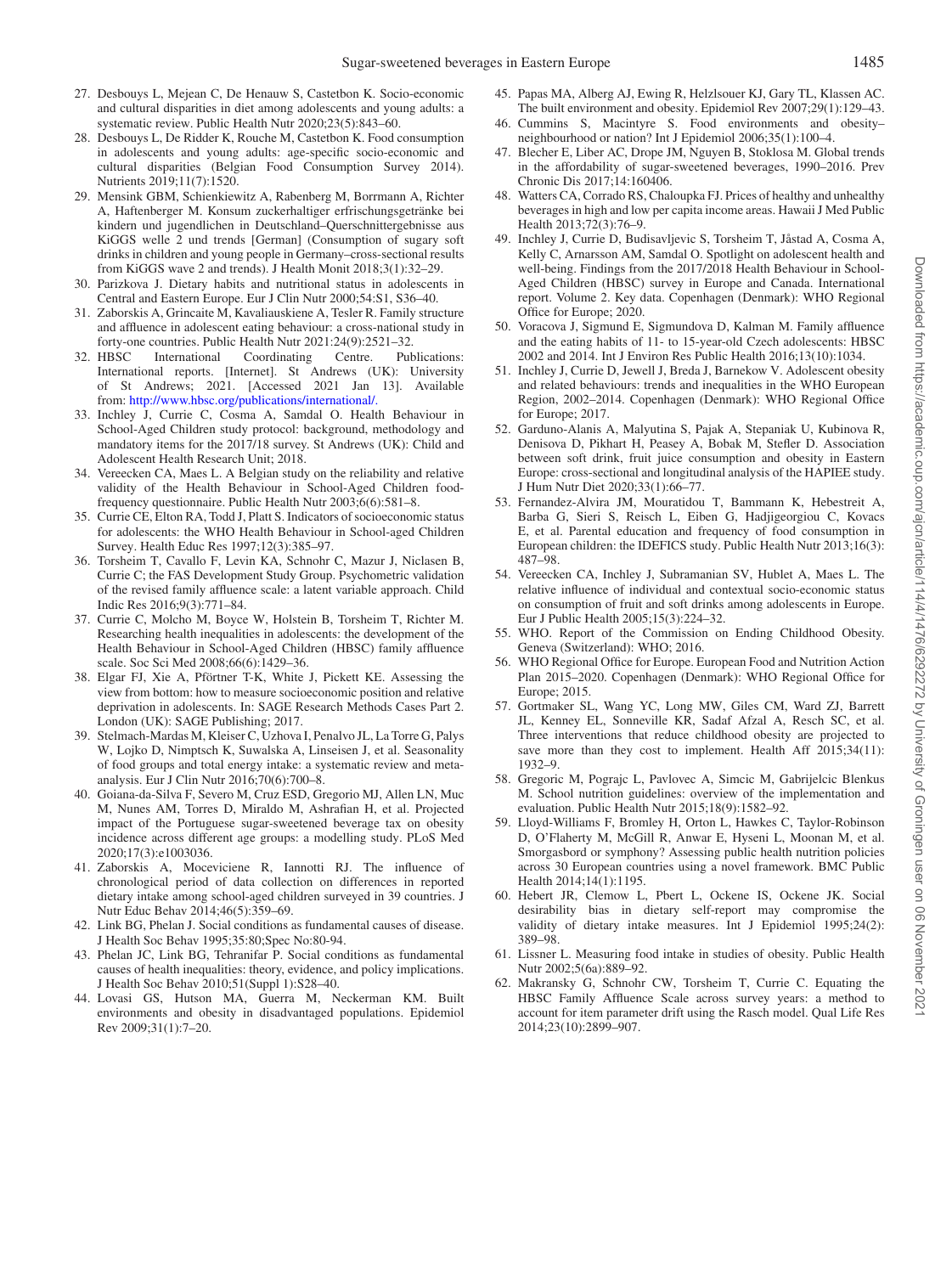27. Desbouys L, Mejean C, De Henauw S, Castetbon K. Socio-economic and cultural disparities in diet among adolescents and young adults: a systematic review. Public Health Nutr 2020;23(5):843–60.
28. Desbouys L, De Ridder K, Rouche M, Castetbon K. Food consumption in adolescents and young adults: age-specific socio-economic and cultural disparities (Belgian Food Consumption Survey 2014). Nutrients 2019;11(7):1520.
29. Mensink GBM, Schienkiewitz A, Rabenberg M, Borrmann A, Richter A, Haftenberger M. Konsum zuckerhaltiger erfrischungsgetränke bei kindern und jugendlichen in Deutschland–Querschnittergebnisse aus KiGGS welle 2 und trends [German] (Consumption of sugary soft drinks in children and young people in Germany–cross-sectional results from KiGGS wave 2 and trends). J Health Monit 2018;3(1):32–29.
30. Parizkova J. Dietary habits and nutritional status in adolescents in Central and Eastern Europe. Eur J Clin Nutr 2000;54:S1, S36–40.
31. Zaborskis A, Grincaite M, Kavaliauskiene A, Tesler R. Family structure and affluence in adolescent eating behaviour: a cross-national study in forty-one countries. Public Health Nutr 2021:24(9):2521–32.
32. HBSC International Coordinating Centre. Publications: International reports. [Internet]. St Andrews (UK): University of St Andrews; 2021. [Accessed 2021 Jan 13]. Available from: http://www.hbsc.org/publications/international/.
33. Inchley J, Currie C, Cosma A, Samdal O. Health Behaviour in School-Aged Children study protocol: background, methodology and mandatory items for the 2017/18 survey. St Andrews (UK): Child and Adolescent Health Research Unit; 2018.
34. Vereecken CA, Maes L. A Belgian study on the reliability and relative validity of the Health Behaviour in School-Aged Children food-frequency questionnaire. Public Health Nutr 2003;6(6):581–8.
35. Currie CE, Elton RA, Todd J, Platt S. Indicators of socioeconomic status for adolescents: the WHO Health Behaviour in School-aged Children Survey. Health Educ Res 1997;12(3):385–97.
36. Torsheim T, Cavallo F, Levin KA, Schnohr C, Mazur J, Niclasen B, Currie C; the FAS Development Study Group. Psychometric validation of the revised family affluence scale: a latent variable approach. Child Indic Res 2016;9(3):771–84.
37. Currie C, Molcho M, Boyce W, Holstein B, Torsheim T, Richter M. Researching health inequalities in adolescents: the development of the Health Behaviour in School-Aged Children (HBSC) family affluence scale. Soc Sci Med 2008;66(6):1429–36.
38. Elgar FJ, Xie A, Pförtner T-K, White J, Pickett KE. Assessing the view from bottom: how to measure socioeconomic position and relative deprivation in adolescents. In: SAGE Research Methods Cases Part 2. London (UK): SAGE Publishing; 2017.
39. Stelmach-Mardas M, Kleiser C, Uzhova I, Penalvo JL, La Torre G, Palys W, Lojko D, Nimptsch K, Suwalska A, Linseisen J, et al. Seasonality of food groups and total energy intake: a systematic review and meta-analysis. Eur J Clin Nutr 2016;70(6):700–8.
40. Goiana-da-Silva F, Severo M, Cruz ESD, Gregorio MJ, Allen LN, Muc M, Nunes AM, Torres D, Miraldo M, Ashrafian H, et al. Projected impact of the Portuguese sugar-sweetened beverage tax on obesity incidence across different age groups: a modelling study. PLoS Med 2020;17(3):e1003036.
41. Zaborskis A, Moceviciene R, Iannotti RJ. The influence of chronological period of data collection on differences in reported dietary intake among school-aged children surveyed in 39 countries. J Nutr Educ Behav 2014;46(5):359–69.
42. Link BG, Phelan J. Social conditions as fundamental causes of disease. J Health Soc Behav 1995;35:80;Spec No:80-94.
43. Phelan JC, Link BG, Tehranifar P. Social conditions as fundamental causes of health inequalities: theory, evidence, and policy implications. J Health Soc Behav 2010;51(Suppl 1):S28–40.
44. Lovasi GS, Hutson MA, Guerra M, Neckerman KM. Built environments and obesity in disadvantaged populations. Epidemiol Rev 2009;31(1):7–20.
45. Papas MA, Alberg AJ, Ewing R, Helzlsouer KJ, Gary TL, Klassen AC. The built environment and obesity. Epidemiol Rev 2007;29(1):129–43.
46. Cummins S, Macintyre S. Food environments and obesity–neighbourhood or nation? Int J Epidemiol 2006;35(1):100–4.
47. Blecher E, Liber AC, Drope JM, Nguyen B, Stoklosa M. Global trends in the affordability of sugar-sweetened beverages, 1990–2016. Prev Chronic Dis 2017;14:160406.
48. Watters CA, Corrado RS, Chaloupka FJ. Prices of healthy and unhealthy beverages in high and low per capita income areas. Hawaii J Med Public Health 2013;72(3):76–9.
49. Inchley J, Currie D, Budisavljevic S, Torsheim T, Jåstad A, Cosma A, Kelly C, Arnarsson AM, Samdal O. Spotlight on adolescent health and well-being. Findings from the 2017/2018 Health Behaviour in School-Aged Children (HBSC) survey in Europe and Canada. International report. Volume 2. Key data. Copenhagen (Denmark): WHO Regional Office for Europe; 2020.
50. Voracova J, Sigmund E, Sigmundova D, Kalman M. Family affluence and the eating habits of 11- to 15-year-old Czech adolescents: HBSC 2002 and 2014. Int J Environ Res Public Health 2016;13(10):1034.
51. Inchley J, Currie D, Jewell J, Breda J, Barnekow V. Adolescent obesity and related behaviours: trends and inequalities in the WHO European Region, 2002–2014. Copenhagen (Denmark): WHO Regional Office for Europe; 2017.
52. Garduno-Alanis A, Malyutina S, Pajak A, Stepaniak U, Kubinova R, Denisova D, Pikhart H, Peasey A, Bobak M, Stefler D. Association between soft drink, fruit juice consumption and obesity in Eastern Europe: cross-sectional and longitudinal analysis of the HAPIEE study. J Hum Nutr Diet 2020;33(1):66–77.
53. Fernandez-Alvira JM, Mouratidou T, Bammann K, Hebestreit A, Barba G, Sieri S, Reisch L, Eiben G, Hadjigeorgiou C, Kovacs E, et al. Parental education and frequency of food consumption in European children: the IDEFICS study. Public Health Nutr 2013;16(3): 487–98.
54. Vereecken CA, Inchley J, Subramanian SV, Hublet A, Maes L. The relative influence of individual and contextual socio-economic status on consumption of fruit and soft drinks among adolescents in Europe. Eur J Public Health 2005;15(3):224–32.
55. WHO. Report of the Commission on Ending Childhood Obesity. Geneva (Switzerland): WHO; 2016.
56. WHO Regional Office for Europe. European Food and Nutrition Action Plan 2015–2020. Copenhagen (Denmark): WHO Regional Office for Europe; 2015.
57. Gortmaker SL, Wang YC, Long MW, Giles CM, Ward ZJ, Barrett JL, Kenney EL, Sonneville KR, Sadaf Afzal A, Resch SC, et al. Three interventions that reduce childhood obesity are projected to save more than they cost to implement. Health Aff 2015;34(11): 1932–9.
58. Gregoric M, Pograjc L, Pavlovec A, Simcic M, Gabrijelcic Blenkus M. School nutrition guidelines: overview of the implementation and evaluation. Public Health Nutr 2015;18(9):1582–92.
59. Lloyd-Williams F, Bromley H, Orton L, Hawkes C, Taylor-Robinson D, O'Flaherty M, McGill R, Anwar E, Hyseni L, Moonan M, et al. Smorgasbord or symphony? Assessing public health nutrition policies across 30 European countries using a novel framework. BMC Public Health 2014;14(1):1195.
60. Hebert JR, Clemow L, Pbert L, Ockene IS, Ockene JK. Social desirability bias in dietary self-report may compromise the validity of dietary intake measures. Int J Epidemiol 1995;24(2): 389–98.
61. Lissner L. Measuring food intake in studies of obesity. Public Health Nutr 2002;5(6a):889–92.
62. Makransky G, Schnohr CW, Torsheim T, Currie C. Equating the HBSC Family Affluence Scale across survey years: a method to account for item parameter drift using the Rasch model. Qual Life Res 2014;23(10):2899–907.